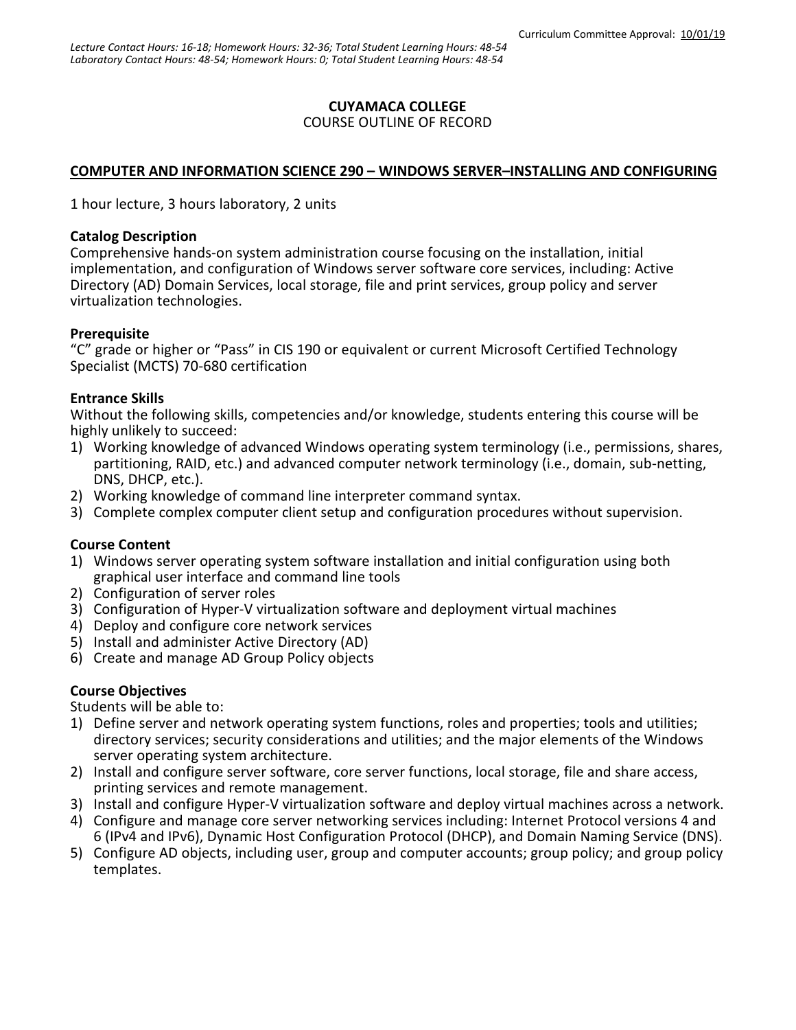Curriculum Committee Approval: 10/01/19

*Lecture Contact Hours: 16-18; Homework Hours: 32-36; Total Student Learning Hours: 48-54*
*Laboratory Contact Hours: 48-54; Homework Hours: 0; Total Student Learning Hours: 48-54*

**CUYAMACA COLLEGE**
COURSE OUTLINE OF RECORD

**COMPUTER AND INFORMATION SCIENCE 290 – WINDOWS SERVER–INSTALLING AND CONFIGURING**

1 hour lecture, 3 hours laboratory, 2 units

**Catalog Description**
Comprehensive hands-on system administration course focusing on the installation, initial implementation, and configuration of Windows server software core services, including: Active Directory (AD) Domain Services, local storage, file and print services, group policy and server virtualization technologies.

**Prerequisite**
"C" grade or higher or "Pass" in CIS 190 or equivalent or current Microsoft Certified Technology Specialist (MCTS) 70-680 certification

**Entrance Skills**
Without the following skills, competencies and/or knowledge, students entering this course will be highly unlikely to succeed:
1) Working knowledge of advanced Windows operating system terminology (i.e., permissions, shares, partitioning, RAID, etc.) and advanced computer network terminology (i.e., domain, sub-netting, DNS, DHCP, etc.).
2) Working knowledge of command line interpreter command syntax.
3) Complete complex computer client setup and configuration procedures without supervision.

**Course Content**
1) Windows server operating system software installation and initial configuration using both graphical user interface and command line tools
2) Configuration of server roles
3) Configuration of Hyper-V virtualization software and deployment virtual machines
4) Deploy and configure core network services
5) Install and administer Active Directory (AD)
6) Create and manage AD Group Policy objects

**Course Objectives**
Students will be able to:
1) Define server and network operating system functions, roles and properties; tools and utilities; directory services; security considerations and utilities; and the major elements of the Windows server operating system architecture.
2) Install and configure server software, core server functions, local storage, file and share access, printing services and remote management.
3) Install and configure Hyper-V virtualization software and deploy virtual machines across a network.
4) Configure and manage core server networking services including: Internet Protocol versions 4 and 6 (IPv4 and IPv6), Dynamic Host Configuration Protocol (DHCP), and Domain Naming Service (DNS).
5) Configure AD objects, including user, group and computer accounts; group policy; and group policy templates.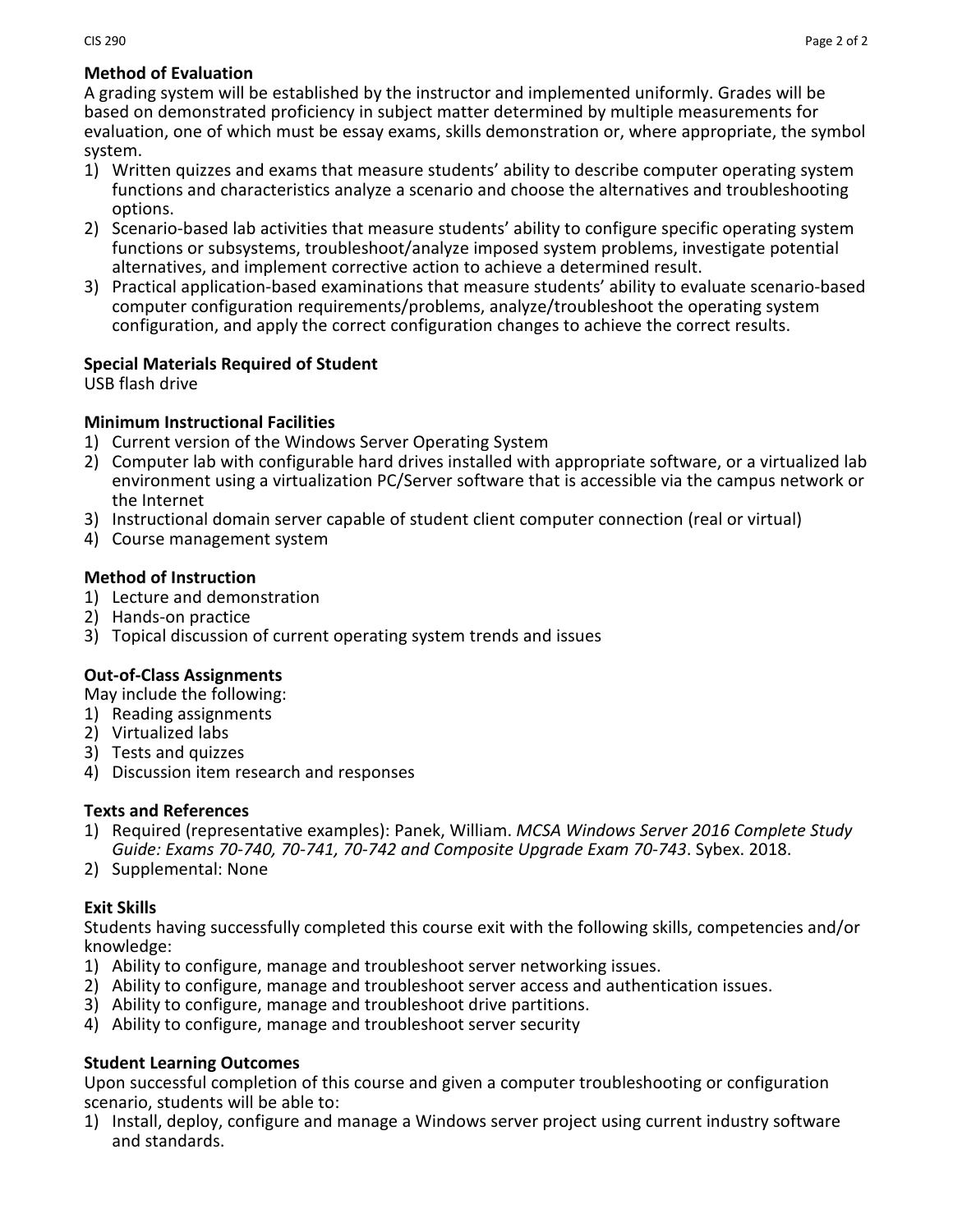**Method of Evaluation**

A grading system will be established by the instructor and implemented uniformly. Grades will be based on demonstrated proficiency in subject matter determined by multiple measurements for evaluation, one of which must be essay exams, skills demonstration or, where appropriate, the symbol system.

1) Written quizzes and exams that measure students' ability to describe computer operating system functions and characteristics analyze a scenario and choose the alternatives and troubleshooting options.
2) Scenario-based lab activities that measure students' ability to configure specific operating system functions or subsystems, troubleshoot/analyze imposed system problems, investigate potential alternatives, and implement corrective action to achieve a determined result.
3) Practical application-based examinations that measure students' ability to evaluate scenario-based computer configuration requirements/problems, analyze/troubleshoot the operating system configuration, and apply the correct configuration changes to achieve the correct results.

**Special Materials Required of Student**

USB flash drive

**Minimum Instructional Facilities**

1) Current version of the Windows Server Operating System
2) Computer lab with configurable hard drives installed with appropriate software, or a virtualized lab environment using a virtualization PC/Server software that is accessible via the campus network or the Internet
3) Instructional domain server capable of student client computer connection (real or virtual)
4) Course management system

**Method of Instruction**

1) Lecture and demonstration
2) Hands-on practice
3) Topical discussion of current operating system trends and issues

**Out-of-Class Assignments**

May include the following:

1) Reading assignments
2) Virtualized labs
3) Tests and quizzes
4) Discussion item research and responses

**Texts and References**

1) Required (representative examples): Panek, William. *MCSA Windows Server 2016 Complete Study Guide: Exams 70-740, 70-741, 70-742 and Composite Upgrade Exam 70-743*. Sybex. 2018.
2) Supplemental: None

**Exit Skills**

Students having successfully completed this course exit with the following skills, competencies and/or knowledge:

1) Ability to configure, manage and troubleshoot server networking issues.
2) Ability to configure, manage and troubleshoot server access and authentication issues.
3) Ability to configure, manage and troubleshoot drive partitions.
4) Ability to configure, manage and troubleshoot server security

**Student Learning Outcomes**

Upon successful completion of this course and given a computer troubleshooting or configuration scenario, students will be able to:

1) Install, deploy, configure and manage a Windows server project using current industry software and standards.